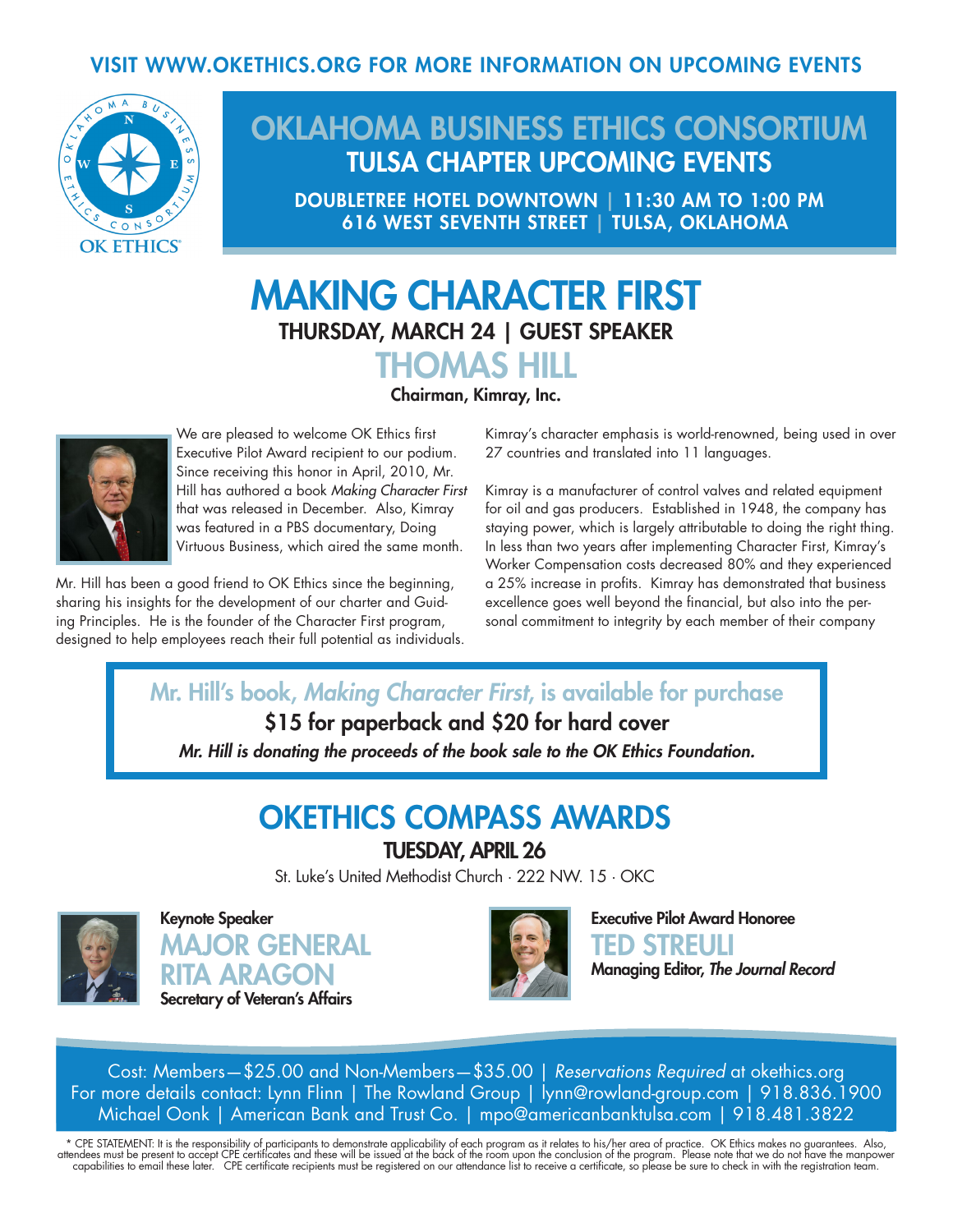VISIT WWW.OKETHICS.ORG FOR MORE INFORMATION ON UPCOMING EVENTS

OK ETHICS®

# OKLAHOMA BUSINESS ETHICS CONSORTIUM

## TULSA CHAPTER UPCOMING EVENTS

**DOUBLETREE HOTEL DOWNTOWN | 11:30 AM TO 1:00 PM**
**616 WEST SEVENTH STREET | TULSA, OKLAHOMA**

# MAKING CHARACTER FIRST

**THURSDAY, MARCH 24 | GUEST SPEAKER**

## THOMAS HILL

**Chairman, Kimray, Inc.**

We are pleased to welcome OK Ethics first Executive Pilot Award recipient to our podium. Since receiving this honor in April, 2010, Mr. Hill has authored a book *Making Character First* that was released in December. Also, Kimray was featured in a PBS documentary, Doing Virtuous Business, which aired the same month.

Mr. Hill has been a good friend to OK Ethics since the beginning, sharing his insights for the development of our charter and Guiding Principles. He is the founder of the Character First program, designed to help employees reach their full potential as individuals. Kimray's character emphasis is world-renowned, being used in over 27 countries and translated into 11 languages.

Kimray is a manufacturer of control valves and related equipment for oil and gas producers. Established in 1948, the company has staying power, which is largely attributable to doing the right thing. In less than two years after implementing Character First, Kimray's Worker Compensation costs decreased 80% and they experienced a 25% increase in profits. Kimray has demonstrated that business excellence goes well beyond the financial, but also into the personal commitment to integrity by each member of their company

**Mr. Hill's book, *Making Character First*, is available for purchase**

**$15 for paperback and $20 for hard cover**

***Mr. Hill is donating the proceeds of the book sale to the OK Ethics Foundation.***

# OKETHICS COMPASS AWARDS

**TUESDAY, APRIL 26**

St. Luke's United Methodist Church · 222 NW. 15 · OKC

**Keynote Speaker**
## MAJOR GENERAL RITA ARAGON
**Secretary of Veteran's Affairs**

**Executive Pilot Award Honoree**
## TED STREULI
**Managing Editor, *The Journal Record***

Cost: Members—$25.00 and Non-Members—$35.00 | *Reservations Required* at okethics.org
For more details contact: Lynn Flinn | The Rowland Group | lynn@rowland-group.com | 918.836.1900
Michael Oonk | American Bank and Trust Co. | mpo@americanbanktulsa.com | 918.481.3822

* CPE STATEMENT: It is the responsibility of participants to demonstrate applicability of each program as it relates to his/her area of practice. OK Ethics makes no guarantees. Also, attendees must be present to accept CPE certificates and these will be issued at the back of the room upon the conclusion of the program. Please note that we do not have the manpower capabilities to email these later. CPE certificate recipients must be registered on our attendance list to receive a certificate, so please be sure to check in with the registration team.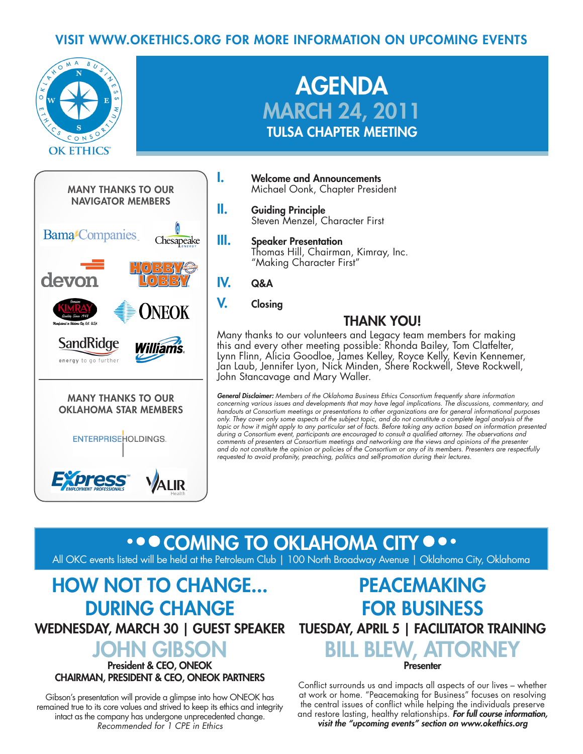VISIT WWW.OKETHICS.ORG FOR MORE INFORMATION ON UPCOMING EVENTS

OK ETHICS

# AGENDA
## MARCH 24, 2011
### TULSA CHAPTER MEETING

MANY THANKS TO OUR NAVIGATOR MEMBERS

Bama Companies, Chesapeake Energy, devon, Hobby Lobby, Kimray, ONEOK, SandRidge energy to go further, Williams

MANY THANKS TO OUR OKLAHOMA STAR MEMBERS

Enterprise Holdings, Express Employment Professionals, Valir Health

I. **Welcome and Announcements**
Michael Oonk, Chapter President

II. **Guiding Principle**
Steven Menzel, Character First

III. **Speaker Presentation**
Thomas Hill, Chairman, Kimray, Inc.
"Making Character First"

IV. **Q&A**

V. **Closing**

## THANK YOU!

Many thanks to our volunteers and Legacy team members for making this and every other meeting possible: Rhonda Bailey, Tom Clatfelter, Lynn Flinn, Alicia Goodloe, James Kelley, Royce Kelly, Kevin Kennemer, Jan Laub, Jennifer Lyon, Nick Minden, Shere Rockwell, Steve Rockwell, John Stancavage and Mary Waller.

***General Disclaimer:*** *Members of the Oklahoma Business Ethics Consortium frequently share information concerning various issues and developments that may have legal implications. The discussions, commentary, and handouts at Consortium meetings or presentations to other organizations are for general informational purposes only. They cover only some aspects of the subject topic, and do not constitute a complete legal analysis of the topic or how it might apply to any particular set of facts. Before taking any action based on information presented during a Consortium event, participants are encouraged to consult a qualified attorney. The observations and comments of presenters at Consortium meetings and networking are the views and opinions of the presenter and do not constitute the opinion or policies of the Consortium or any of its members. Presenters are respectfully requested to avoid profanity, preaching, politics and self-promotion during their lectures.*

# COMING TO OKLAHOMA CITY

All OKC events listed will be held at the Petroleum Club | 100 North Broadway Avenue | Oklahoma City, Oklahoma

## HOW NOT TO CHANGE... DURING CHANGE

**WEDNESDAY, MARCH 30 | GUEST SPEAKER**

### JOHN GIBSON

**President & CEO, ONEOK**
**CHAIRMAN, PRESIDENT & CEO, ONEOK PARTNERS**

Gibson's presentation will provide a glimpse into how ONEOK has remained true to its core values and strived to keep its ethics and integrity intact as the company has undergone unprecedented change.
*Recommended for 1 CPE in Ethics*

## PEACEMAKING FOR BUSINESS

**TUESDAY, APRIL 5 | FACILITATOR TRAINING**

### BILL BLEW, ATTORNEY

**Presenter**

Conflict surrounds us and impacts all aspects of our lives – whether at work or home. "Peacemaking for Business" focuses on resolving the central issues of conflict while helping the individuals preserve and restore lasting, healthy relationships. ***For full course information, visit the "upcoming events" section on www.okethics.org***